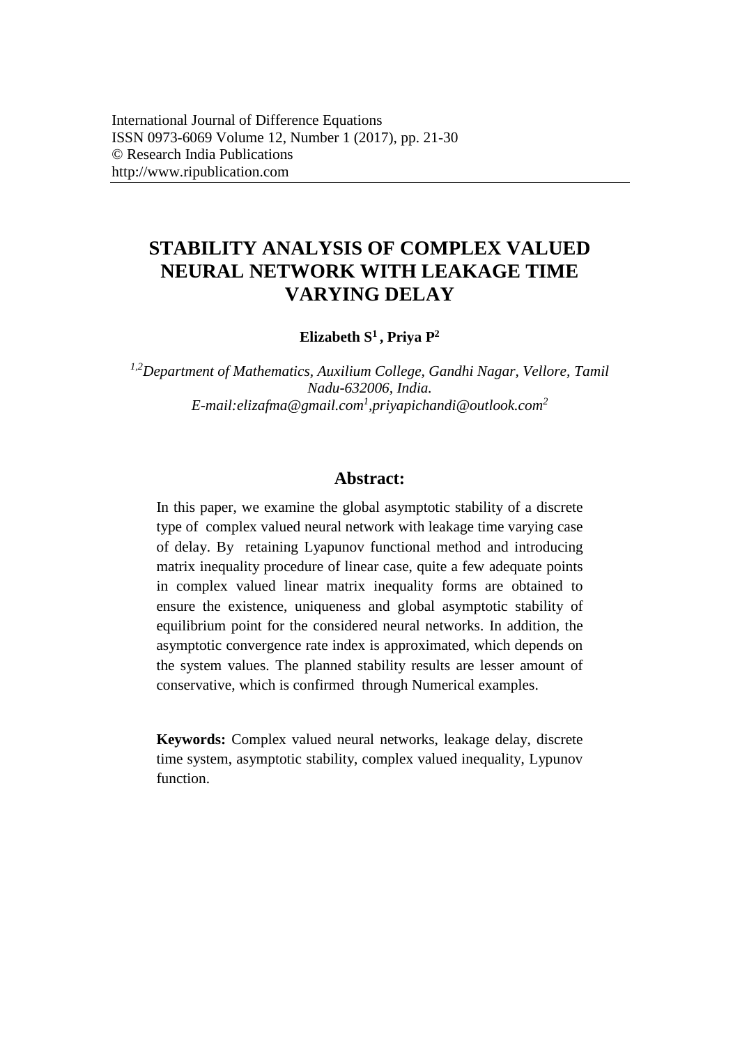# STABILITY ANALYSIS OF COMPLEX VALUED NEURAL NETWORK WITH LEAKAGE TIME VARYING DELAY

**Elizabeth S[1] , Priya P[2]**

*[1,2]Department of Mathematics, Auxilium College, Gandhi Nagar, Vellore, Tamil Nadu-632006, India.*
*E-mail:elizafma@gmail.com[1],priyapichandi@outlook.com[2]*

## Abstract:

In this paper, we examine the global asymptotic stability of a discrete type of complex valued neural network with leakage time varying case of delay. By retaining Lyapunov functional method and introducing matrix inequality procedure of linear case, quite a few adequate points in complex valued linear matrix inequality forms are obtained to ensure the existence, uniqueness and global asymptotic stability of equilibrium point for the considered neural networks. In addition, the asymptotic convergence rate index is approximated, which depends on the system values. The planned stability results are lesser amount of conservative, which is confirmed through Numerical examples.

**Keywords:** Complex valued neural networks, leakage delay, discrete time system, asymptotic stability, complex valued inequality, Lypunov function.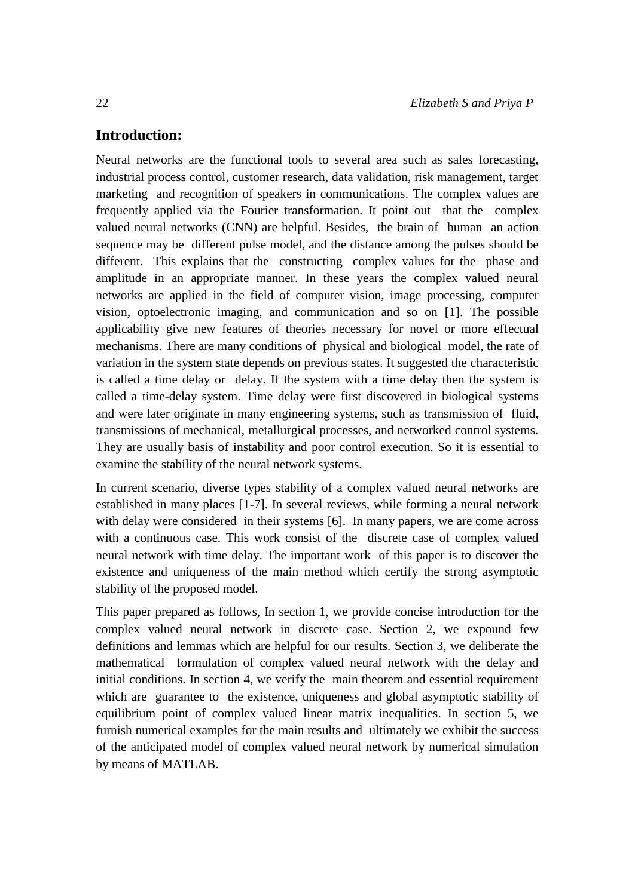## Introduction:

Neural networks are the functional tools to several area such as sales forecasting, industrial process control, customer research, data validation, risk management, target marketing and recognition of speakers in communications. The complex values are frequently applied via the Fourier transformation. It point out that the complex valued neural networks (CNN) are helpful. Besides, the brain of human an action sequence may be different pulse model, and the distance among the pulses should be different. This explains that the constructing complex values for the phase and amplitude in an appropriate manner. In these years the complex valued neural networks are applied in the field of computer vision, image processing, computer vision, optoelectronic imaging, and communication and so on [1]. The possible applicability give new features of theories necessary for novel or more effectual mechanisms. There are many conditions of physical and biological model, the rate of variation in the system state depends on previous states. It suggested the characteristic is called a time delay or delay. If the system with a time delay then the system is called a time-delay system. Time delay were first discovered in biological systems and were later originate in many engineering systems, such as transmission of fluid, transmissions of mechanical, metallurgical processes, and networked control systems. They are usually basis of instability and poor control execution. So it is essential to examine the stability of the neural network systems.

In current scenario, diverse types stability of a complex valued neural networks are established in many places [1-7]. In several reviews, while forming a neural network with delay were considered in their systems [6]. In many papers, we are come across with a continuous case. This work consist of the discrete case of complex valued neural network with time delay. The important work of this paper is to discover the existence and uniqueness of the main method which certify the strong asymptotic stability of the proposed model.

This paper prepared as follows, In section 1, we provide concise introduction for the complex valued neural network in discrete case. Section 2, we expound few definitions and lemmas which are helpful for our results. Section 3, we deliberate the mathematical formulation of complex valued neural network with the delay and initial conditions. In section 4, we verify the main theorem and essential requirement which are guarantee to the existence, uniqueness and global asymptotic stability of equilibrium point of complex valued linear matrix inequalities. In section 5, we furnish numerical examples for the main results and ultimately we exhibit the success of the anticipated model of complex valued neural network by numerical simulation by means of MATLAB.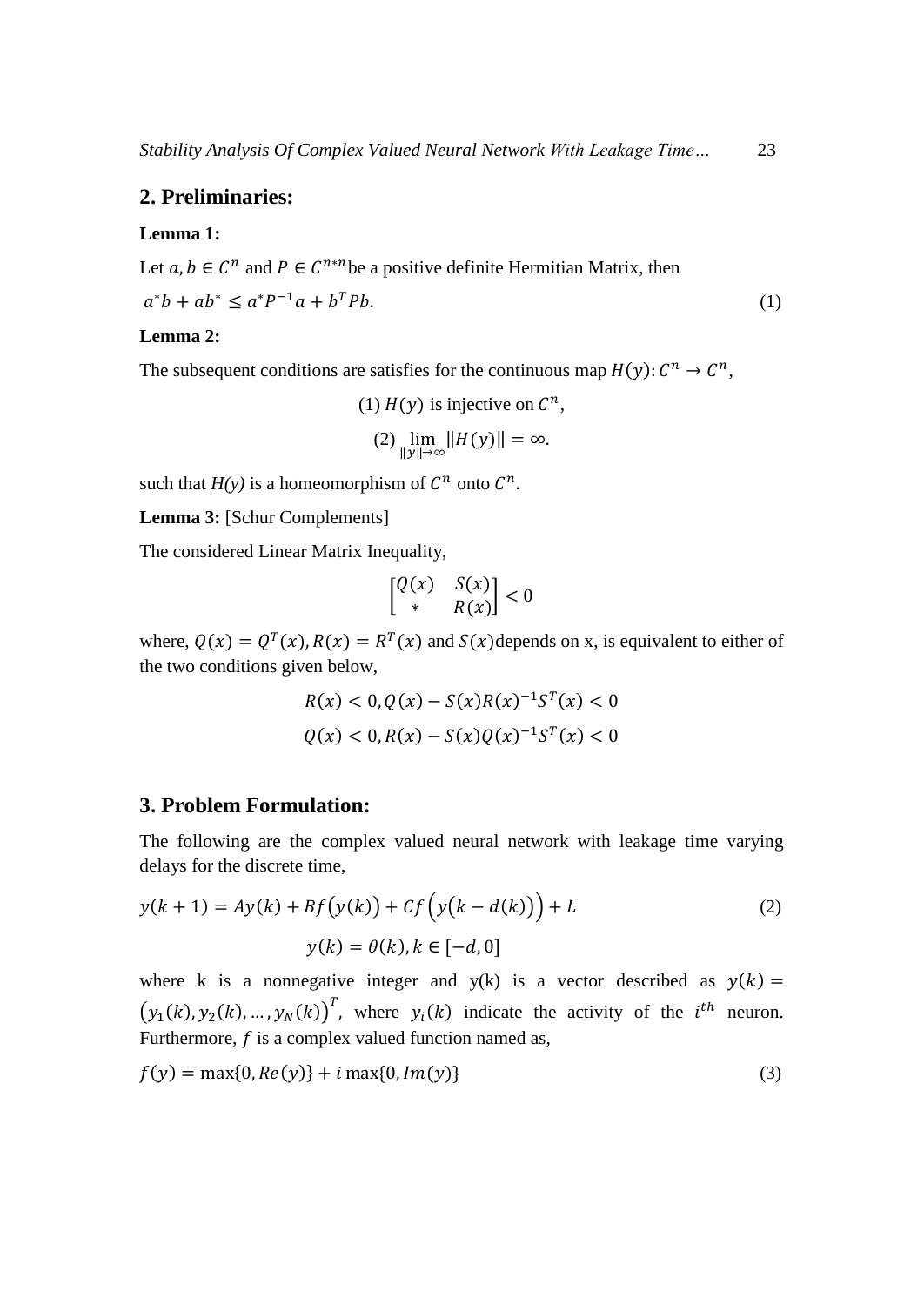## 2. Preliminaries:

**Lemma 1:**

Let $a, b \in C^n$ and $P \in C^{n*n}$ be a positive definite Hermitian Matrix, then

$$a^*b + ab^* \leq a^*P^{-1}a + b^TPb. \tag{1}$$

**Lemma 2:**

The subsequent conditions are satisfies for the continuous map $H(y): C^n \to C^n$,

(1) $H(y)$ is injective on $C^n$,

(2) $\lim_{\|y\| \to \infty} \|H(y)\| = \infty$.

such that *H(y)* is a homeomorphism of $C^n$ onto $C^n$.

**Lemma 3:** [Schur Complements]

The considered Linear Matrix Inequality,

$$\begin{bmatrix} Q(x) & S(x) \\ * & R(x) \end{bmatrix} < 0$$

where, $Q(x) = Q^T(x), R(x) = R^T(x)$ and $S(x)$ depends on x, is equivalent to either of the two conditions given below,

$$R(x) < 0, Q(x) - S(x)R(x)^{-1}S^T(x) < 0$$

$$Q(x) < 0, R(x) - S(x)Q(x)^{-1}S^T(x) < 0$$

## 3. Problem Formulation:

The following are the complex valued neural network with leakage time varying delays for the discrete time,

$$y(k+1) = Ay(k) + Bf\big(y(k)\big) + Cf\Big(y\big(k - d(k)\big)\Big) + L \tag{2}$$

$$y(k) = \theta(k), k \in [-d, 0]$$

where k is a nonnegative integer and y(k) is a vector described as $y(k) = \big(y_1(k), y_2(k), \dots, y_N(k)\big)^T$, where $y_i(k)$ indicate the activity of the $i^{th}$ neuron. Furthermore, $f$ is a complex valued function named as,

$$f(y) = \max\{0, Re(y)\} + i\max\{0, Im(y)\} \tag{3}$$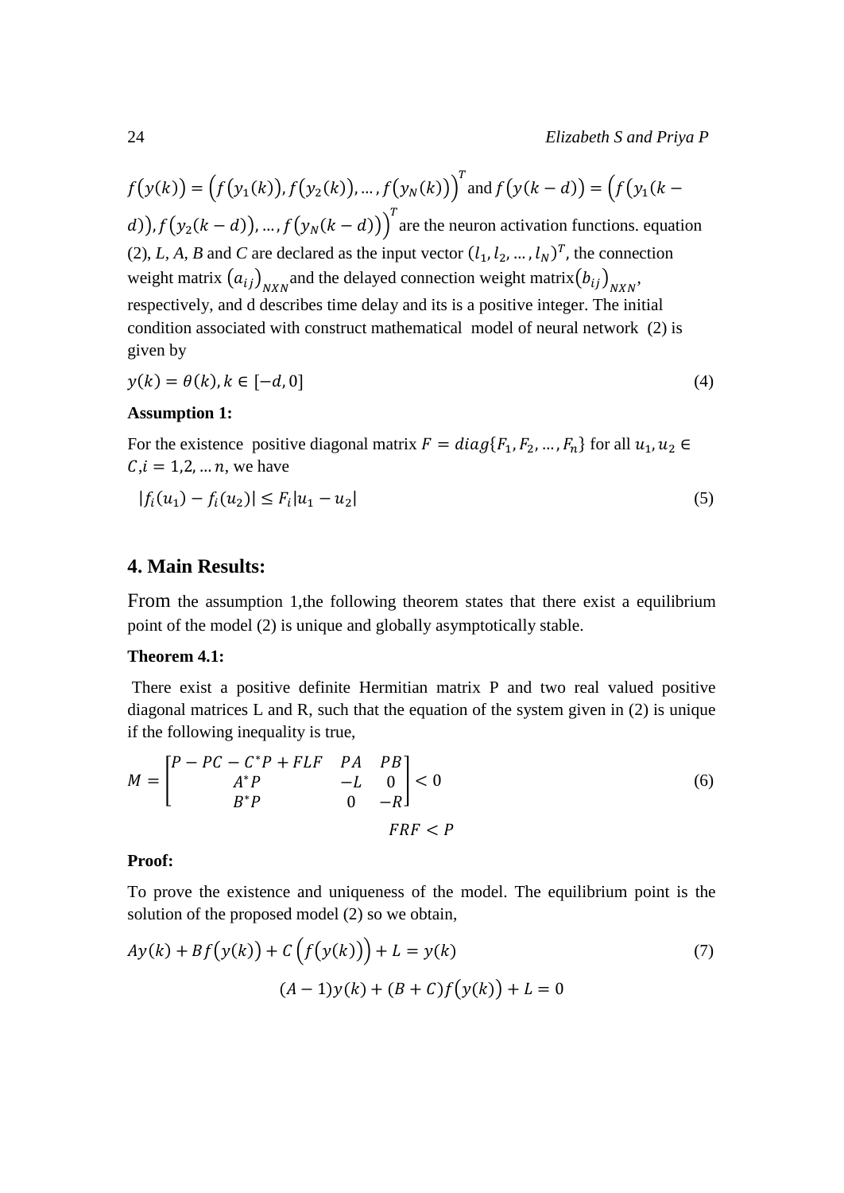$f(y(k)) = \left(f(y_1(k)), f(y_2(k)), \ldots, f(y_N(k))\right)^T$ and $f(y(k-d)) = \left(f(y_1(k-d)), f(y_2(k-d)), \ldots, f(y_N(k-d))\right)^T$ are the neuron activation functions. equation (2), *L*, *A*, *B* and *C* are declared as the input vector $(l_1, l_2, \ldots, l_N)^T$, the connection weight matrix $(a_{ij})_{NXN}$ and the delayed connection weight matrix $(b_{ij})_{NXN}$, respectively, and d describes time delay and its is a positive integer. The initial condition associated with construct mathematical model of neural network (2) is given by

$$y(k) = \theta(k), k \in [-d, 0] \tag{4}$$

**Assumption 1:**

For the existence positive diagonal matrix $F = diag\{F_1, F_2, \ldots, F_n\}$ for all $u_1, u_2 \in C, i = 1,2, \ldots n$, we have

$$|f_i(u_1) - f_i(u_2)| \leq F_i|u_1 - u_2| \tag{5}$$

## 4. Main Results:

From the assumption 1,the following theorem states that there exist a equilibrium point of the model (2) is unique and globally asymptotically stable.

**Theorem 4.1:**

There exist a positive definite Hermitian matrix P and two real valued positive diagonal matrices L and R, such that the equation of the system given in (2) is unique if the following inequality is true,

$$M = \begin{bmatrix} P - PC - C^*P + FLF & PA & PB \\ A^*P & -L & 0 \\ B^*P & 0 & -R \end{bmatrix} < 0 \tag{6}$$

$$FRF < P$$

**Proof:**

To prove the existence and uniqueness of the model. The equilibrium point is the solution of the proposed model (2) so we obtain,

$$Ay(k) + Bf(y(k)) + C\left(f(y(k))\right) + L = y(k) \tag{7}$$

$$(A-1)y(k) + (B+C)f(y(k)) + L = 0$$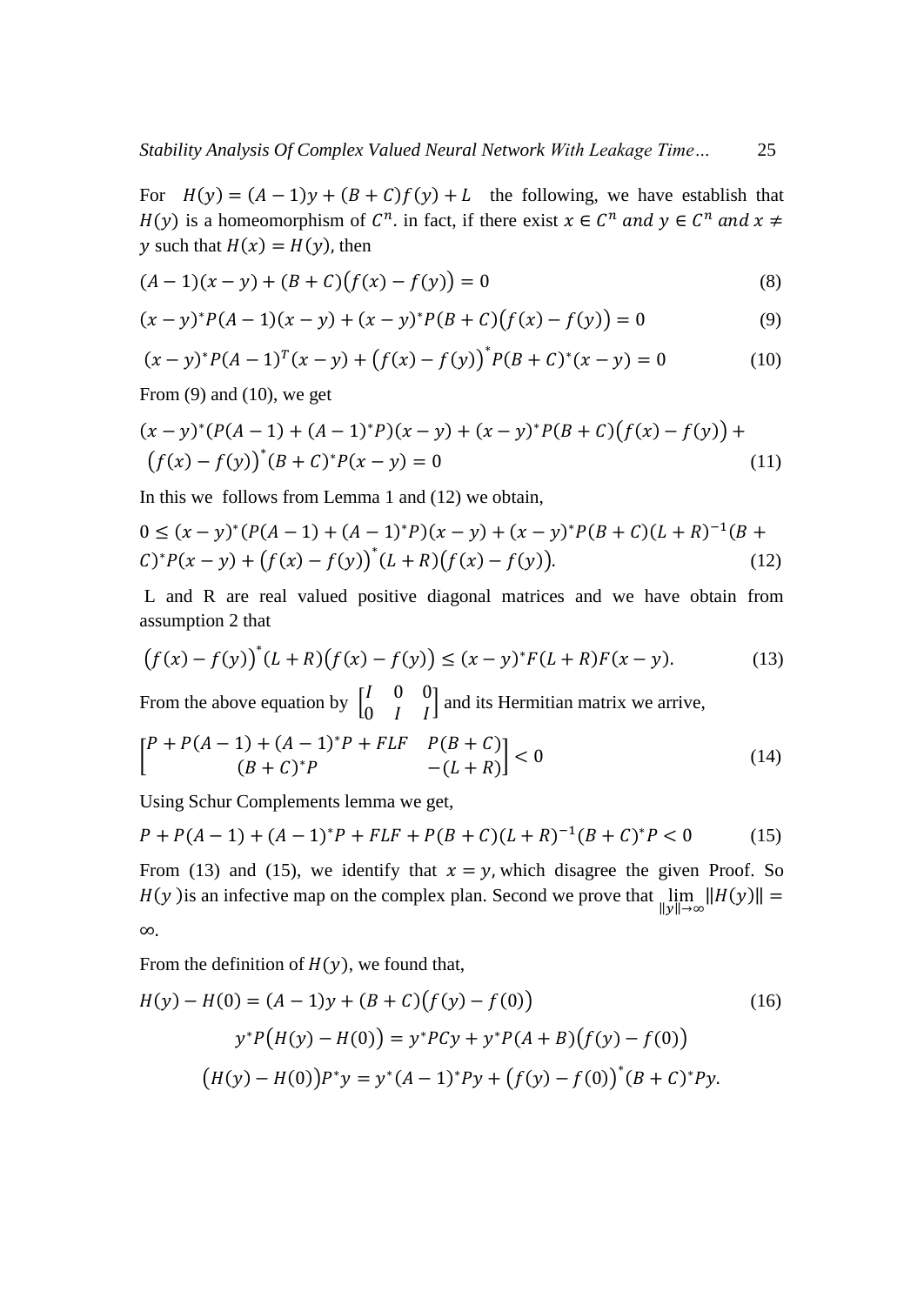For $H(y) = (A - 1)y + (B + C)f(y) + L$ the following, we have establish that $H(y)$ is a homeomorphism of $C^n$. in fact, if there exist $x \in C^n$ $and$ $y \in C^n$ $and$ $x \neq y$ such that $H(x) = H(y)$, then

$$(A - 1)(x - y) + (B + C)\big(f(x) - f(y)\big) = 0 \tag{8}$$

$$(x - y)^* P(A - 1)(x - y) + (x - y)^* P(B + C)\big(f(x) - f(y)\big) = 0 \tag{9}$$

$$(x - y)^* P(A - 1)^T(x - y) + \big(f(x) - f(y)\big)^* P(B + C)^*(x - y) = 0 \tag{10}$$

From (9) and (10), we get

$$(x - y)^*(P(A - 1) + (A - 1)^* P)(x - y) + (x - y)^* P(B + C)\big(f(x) - f(y)\big) + \big(f(x) - f(y)\big)^*(B + C)^* P(x - y) = 0 \tag{11}$$

In this we follows from Lemma 1 and (12) we obtain,

$$0 \leq (x - y)^*(P(A - 1) + (A - 1)^* P)(x - y) + (x - y)^* P(B + C)(L + R)^{-1}(B + C)^* P(x - y) + \big(f(x) - f(y)\big)^*(L + R)\big(f(x) - f(y)\big). \tag{12}$$

L and R are real valued positive diagonal matrices and we have obtain from assumption 2 that

$$\big(f(x) - f(y)\big)^*(L + R)\big(f(x) - f(y)\big) \leq (x - y)^* F(L + R)F(x - y). \tag{13}$$

From the above equation by $\begin{bmatrix} I & 0 & 0 \\ 0 & I & I \end{bmatrix}$ and its Hermitian matrix we arrive,

$$\begin{bmatrix} P + P(A - 1) + (A - 1)^* P + FLF & P(B + C) \\ (B + C)^* P & -(L + R) \end{bmatrix} < 0 \tag{14}$$

Using Schur Complements lemma we get,

$$P + P(A - 1) + (A - 1)^* P + FLF + P(B + C)(L + R)^{-1}(B + C)^* P < 0 \tag{15}$$

From (13) and (15), we identify that $x = y$, which disagree the given Proof. So $H(y)$ is an infective map on the complex plan. Second we prove that $\lim_{\|y\| \to \infty} \|H(y)\| = \infty$.

From the definition of $H(y)$, we found that,

$$H(y) - H(0) = (A - 1)y + (B + C)\big(f(y) - f(0)\big) \tag{16}$$

$$y^* P\big(H(y) - H(0)\big) = y^* PCy + y^* P(A + B)\big(f(y) - f(0)\big)$$

$$\big(H(y) - H(0)\big)P^* y = y^*(A - 1)^* Py + \big(f(y) - f(0)\big)^*(B + C)^* Py.$$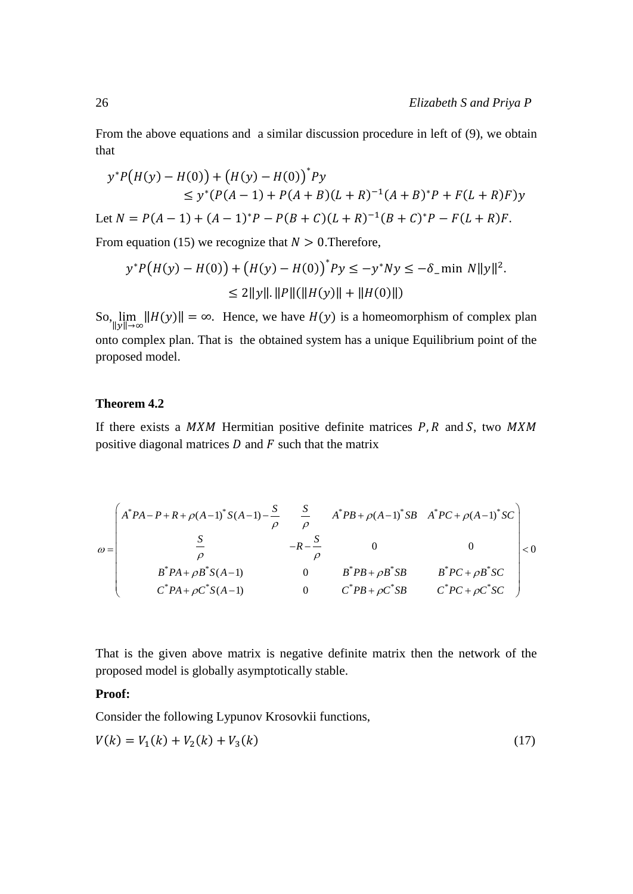From the above equations and a similar discussion procedure in left of (9), we obtain that

$$y^*P\big(H(y)-H(0)\big)+\big(H(y)-H(0)\big)^*Py$$
$$\leq y^*(P(A-1)+P(A+B)(L+R)^{-1}(A+B)^*P+F(L+R)F)y$$

Let $N = P(A-1)+(A-1)^*P-P(B+C)(L+R)^{-1}(B+C)^*P-F(L+R)F$.

From equation (15) we recognize that $N > 0$.Therefore,

$$y^*P\big(H(y)-H(0)\big)+\big(H(y)-H(0)\big)^*Py \leq -y^*Ny \leq -\delta\_\min\ N\|y\|^2.$$
$$\leq 2\|y\|.\|P\|(\|H(y)\|+\|H(0)\|)$$

So, $\lim_{\|y\|\to\infty}\|H(y)\|=\infty$. Hence, we have $H(y)$ is a homeomorphism of complex plan onto complex plan. That is the obtained system has a unique Equilibrium point of the proposed model.

**Theorem 4.2**

If there exists a $MXM$ Hermitian positive definite matrices $P, R$ and $S$, two $MXM$ positive diagonal matrices $D$ and $F$ such that the matrix

$$\omega = \begin{pmatrix} A^*PA-P+R+\rho(A-1)^*S(A-1)-\dfrac{S}{\rho} & \dfrac{S}{\rho} & A^*PB+\rho(A-1)^*SB & A^*PC+\rho(A-1)^*SC \\ \dfrac{S}{\rho} & -R-\dfrac{S}{\rho} & 0 & 0 \\ B^*PA+\rho B^*S(A-1) & 0 & B^*PB+\rho B^*SB & B^*PC+\rho B^*SC \\ C^*PA+\rho C^*S(A-1) & 0 & C^*PB+\rho C^*SB & C^*PC+\rho C^*SC \end{pmatrix} < 0$$

That is the given above matrix is negative definite matrix then the network of the proposed model is globally asymptotically stable.

**Proof:**

Consider the following Lypunov Krosovkii functions,

$$V(k) = V_1(k)+V_2(k)+V_3(k) \tag{17}$$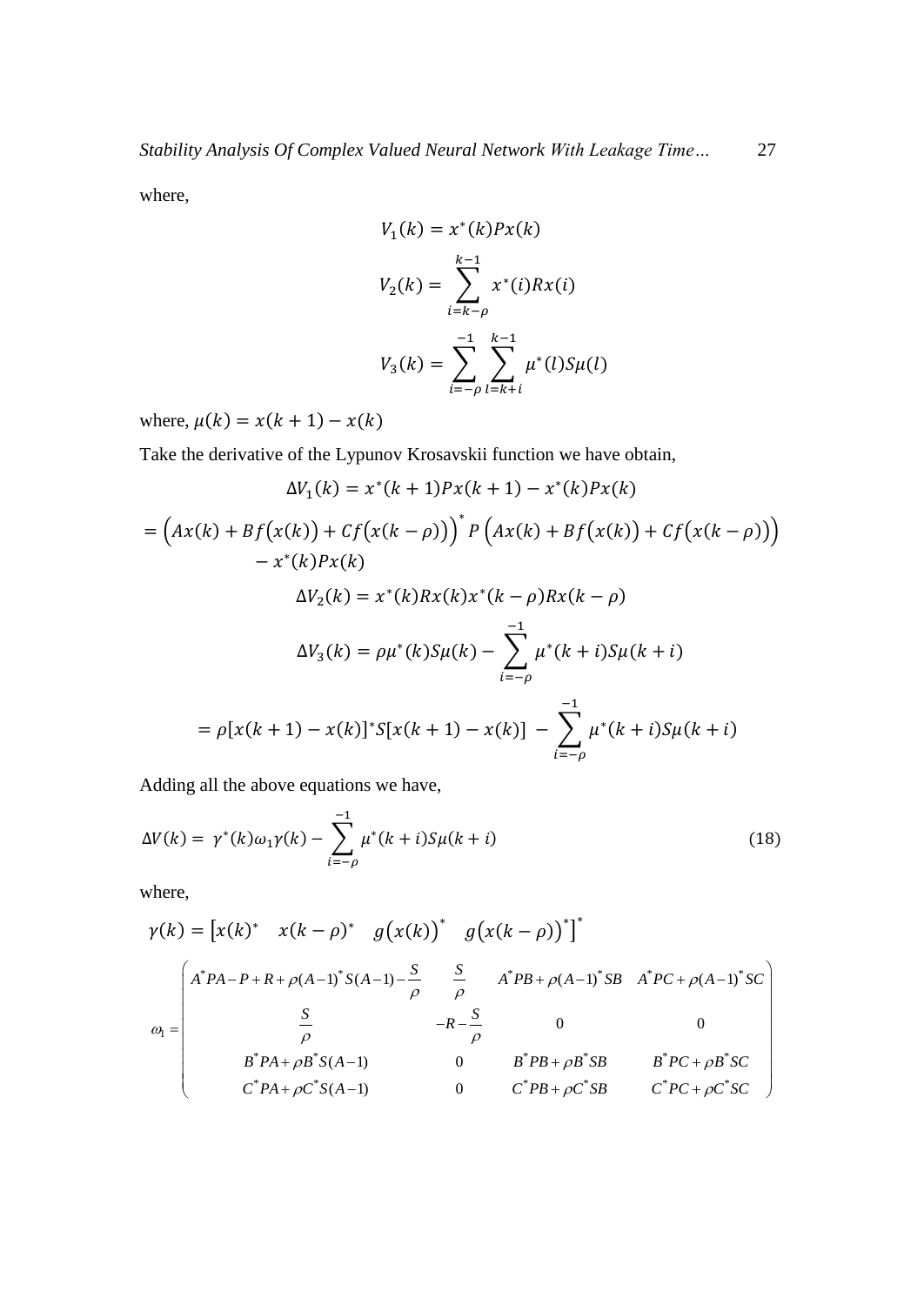where,

$$V_1(k) = x^*(k)Px(k)$$

$$V_2(k) = \sum_{i=k-\rho}^{k-1} x^*(i)Rx(i)$$

$$V_3(k) = \sum_{i=-\rho}^{-1} \sum_{l=k+i}^{k-1} \mu^*(l)S\mu(l)$$

where, $\mu(k) = x(k+1) - x(k)$

Take the derivative of the Lypunov Krosavskii function we have obtain,

$$\Delta V_1(k) = x^*(k+1)Px(k+1) - x^*(k)Px(k)$$

$$= \Big(Ax(k) + Bf\big(x(k)\big) + Cf\big(x(k-\rho)\big)\Big)^* P\Big(Ax(k) + Bf\big(x(k)\big) + Cf\big(x(k-\rho)\big)\Big) - x^*(k)Px(k)$$

$$\Delta V_2(k) = x^*(k)Rx(k)x^*(k-\rho)Rx(k-\rho)$$

$$\Delta V_3(k) = \rho\mu^*(k)S\mu(k) - \sum_{i=-\rho}^{-1} \mu^*(k+i)S\mu(k+i)$$

$$= \rho[x(k+1) - x(k)]^*S[x(k+1) - x(k)] - \sum_{i=-\rho}^{-1} \mu^*(k+i)S\mu(k+i)$$

Adding all the above equations we have,

$$\Delta V(k) = \gamma^*(k)\omega_1\gamma(k) - \sum_{i=-\rho}^{-1} \mu^*(k+i)S\mu(k+i) \tag{18}$$

where,

$$\gamma(k) = \begin{bmatrix} x(k)^* & x(k-\rho)^* & g\big(x(k)\big)^* & g\big(x(k-\rho)\big)^* \end{bmatrix}^*$$

$$\omega_1 = \begin{pmatrix} A^*PA - P + R + \rho(A-1)^*S(A-1) - \frac{S}{\rho} & \frac{S}{\rho} & A^*PB + \rho(A-1)^*SB & A^*PC + \rho(A-1)^*SC \\ \frac{S}{\rho} & -R - \frac{S}{\rho} & 0 & 0 \\ B^*PA + \rho B^*S(A-1) & 0 & B^*PB + \rho B^*SB & B^*PC + \rho B^*SC \\ C^*PA + \rho C^*S(A-1) & 0 & C^*PB + \rho C^*SB & C^*PC + \rho C^*SC \end{pmatrix}$$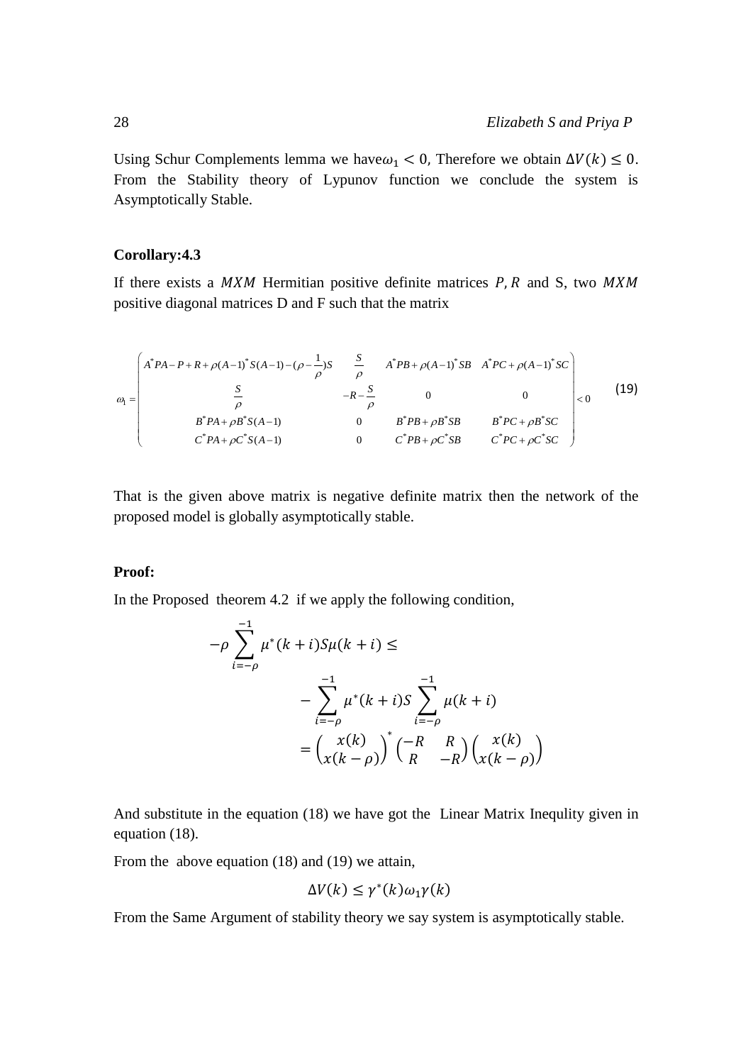Using Schur Complements lemma we have $\omega_1 < 0$, Therefore we obtain $\Delta V(k) \leq 0$. From the Stability theory of Lypunov function we conclude the system is Asymptotically Stable.

**Corollary:4.3**

If there exists a $MXM$ Hermitian positive definite matrices $P, R$ and S, two $MXM$ positive diagonal matrices D and F such that the matrix

$$\omega_1 = \begin{pmatrix} A^*PA - P + R + \rho(A-1)^* S(A-1) - (\rho - \frac{1}{\rho})S & \frac{S}{\rho} & A^*PB + \rho(A-1)^* SB & A^*PC + \rho(A-1)^* SC \\ \frac{S}{\rho} & -R - \frac{S}{\rho} & 0 & 0 \\ B^*PA + \rho B^* S(A-1) & 0 & B^*PB + \rho B^* SB & B^*PC + \rho B^* SC \\ C^*PA + \rho C^* S(A-1) & 0 & C^*PB + \rho C^* SB & C^*PC + \rho C^* SC \end{pmatrix} < 0 \quad (19)$$

That is the given above matrix is negative definite matrix then the network of the proposed model is globally asymptotically stable.

**Proof:**

In the Proposed theorem 4.2 if we apply the following condition,

$$-\rho \sum_{i=-\rho}^{-1} \mu^*(k+i) S \mu(k+i) \leq - \sum_{i=-\rho}^{-1} \mu^*(k+i) S \sum_{i=-\rho}^{-1} \mu(k+i) = \begin{pmatrix} x(k) \\ x(k-\rho) \end{pmatrix}^* \begin{pmatrix} -R & R \\ R & -R \end{pmatrix} \begin{pmatrix} x(k) \\ x(k-\rho) \end{pmatrix}$$

And substitute in the equation (18) we have got the Linear Matrix Inequlity given in equation (18).

From the above equation (18) and (19) we attain,

$$\Delta V(k) \leq \gamma^*(k) \omega_1 \gamma(k)$$

From the Same Argument of stability theory we say system is asymptotically stable.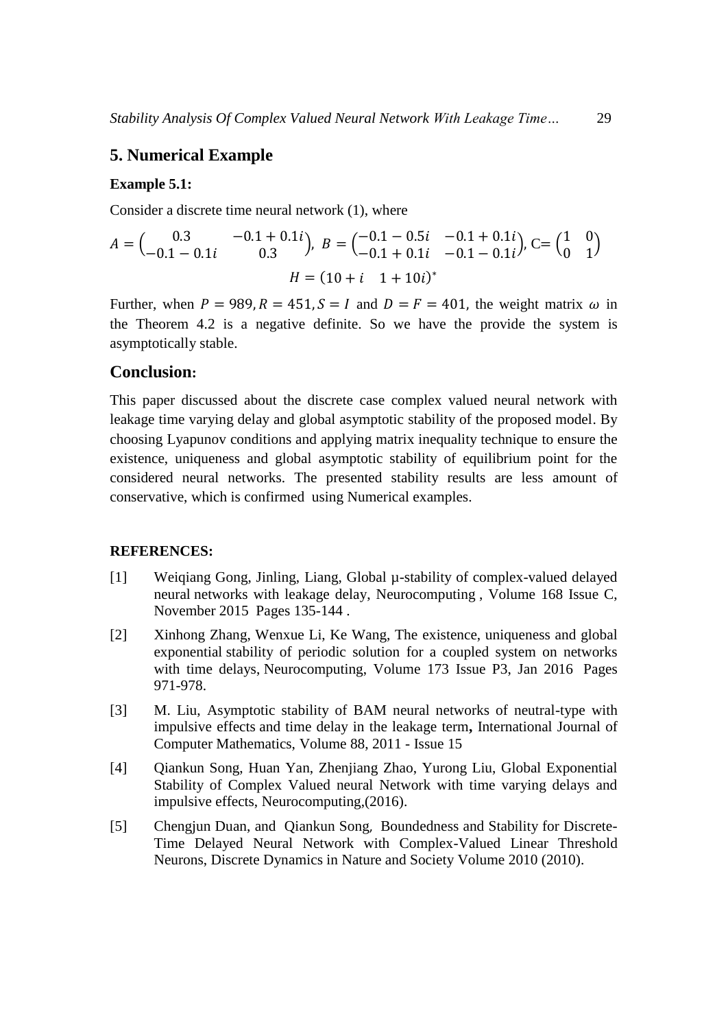## 5. Numerical Example

**Example 5.1:**

Consider a discrete time neural network (1), where

$$A = \begin{pmatrix} 0.3 & -0.1+0.1i \\ -0.1-0.1i & 0.3 \end{pmatrix},\ B = \begin{pmatrix} -0.1-0.5i & -0.1+0.1i \\ -0.1+0.1i & -0.1-0.1i \end{pmatrix},\ \text{C}= \begin{pmatrix} 1 & 0 \\ 0 & 1 \end{pmatrix}$$

$$H = (10+i \quad 1+10i)^{*}$$

Further, when $P = 989, R = 451, S = I$ and $D = F = 401$, the weight matrix $\omega$ in the Theorem 4.2 is a negative definite. So we have the provide the system is asymptotically stable.

## Conclusion:

This paper discussed about the discrete case complex valued neural network with leakage time varying delay and global asymptotic stability of the proposed model. By choosing Lyapunov conditions and applying matrix inequality technique to ensure the existence, uniqueness and global asymptotic stability of equilibrium point for the considered neural networks. The presented stability results are less amount of conservative, which is confirmed using Numerical examples.

**REFERENCES:**

[1] Weiqiang Gong, Jinling, Liang, Global µ-stability of complex-valued delayed neural networks with leakage delay, Neurocomputing , Volume 168 Issue C, November 2015 Pages 135-144 .

[2] Xinhong Zhang, Wenxue Li, Ke Wang, The existence, uniqueness and global exponential stability of periodic solution for a coupled system on networks with time delays, Neurocomputing, Volume 173 Issue P3, Jan 2016 Pages 971-978.

[3] M. Liu, Asymptotic stability of BAM neural networks of neutral-type with impulsive effects and time delay in the leakage term**,** International Journal of Computer Mathematics, Volume 88, 2011 - Issue 15

[4] Qiankun Song, Huan Yan, Zhenjiang Zhao, Yurong Liu, Global Exponential Stability of Complex Valued neural Network with time varying delays and impulsive effects, Neurocomputing,(2016).

[5] Chengjun Duan, and Qiankun Song, Boundedness and Stability for Discrete-Time Delayed Neural Network with Complex-Valued Linear Threshold Neurons, Discrete Dynamics in Nature and Society Volume 2010 (2010).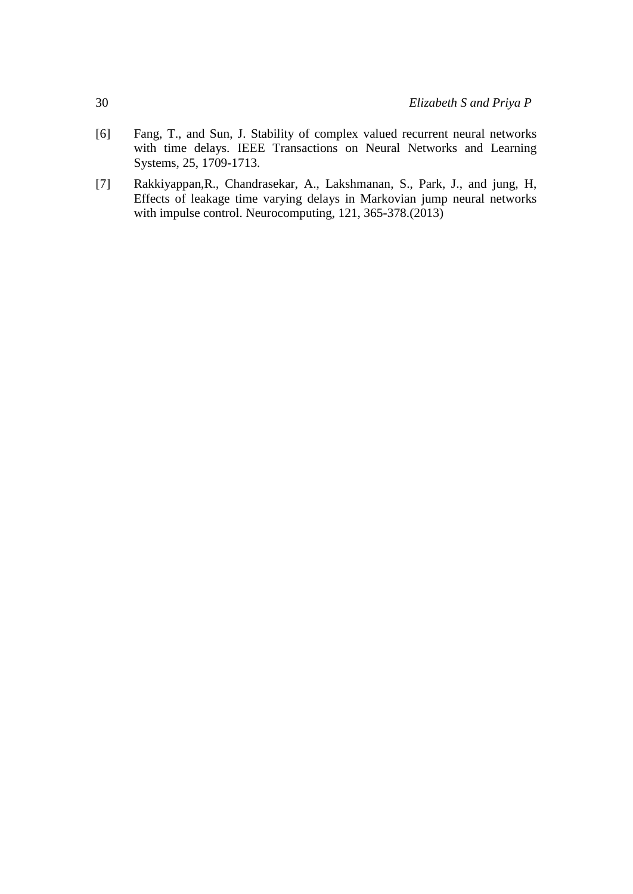[6] Fang, T., and Sun, J. Stability of complex valued recurrent neural networks with time delays. IEEE Transactions on Neural Networks and Learning Systems, 25, 1709-1713.

[7] Rakkiyappan,R., Chandrasekar, A., Lakshmanan, S., Park, J., and jung, H, Effects of leakage time varying delays in Markovian jump neural networks with impulse control. Neurocomputing, 121, 365-378.(2013)